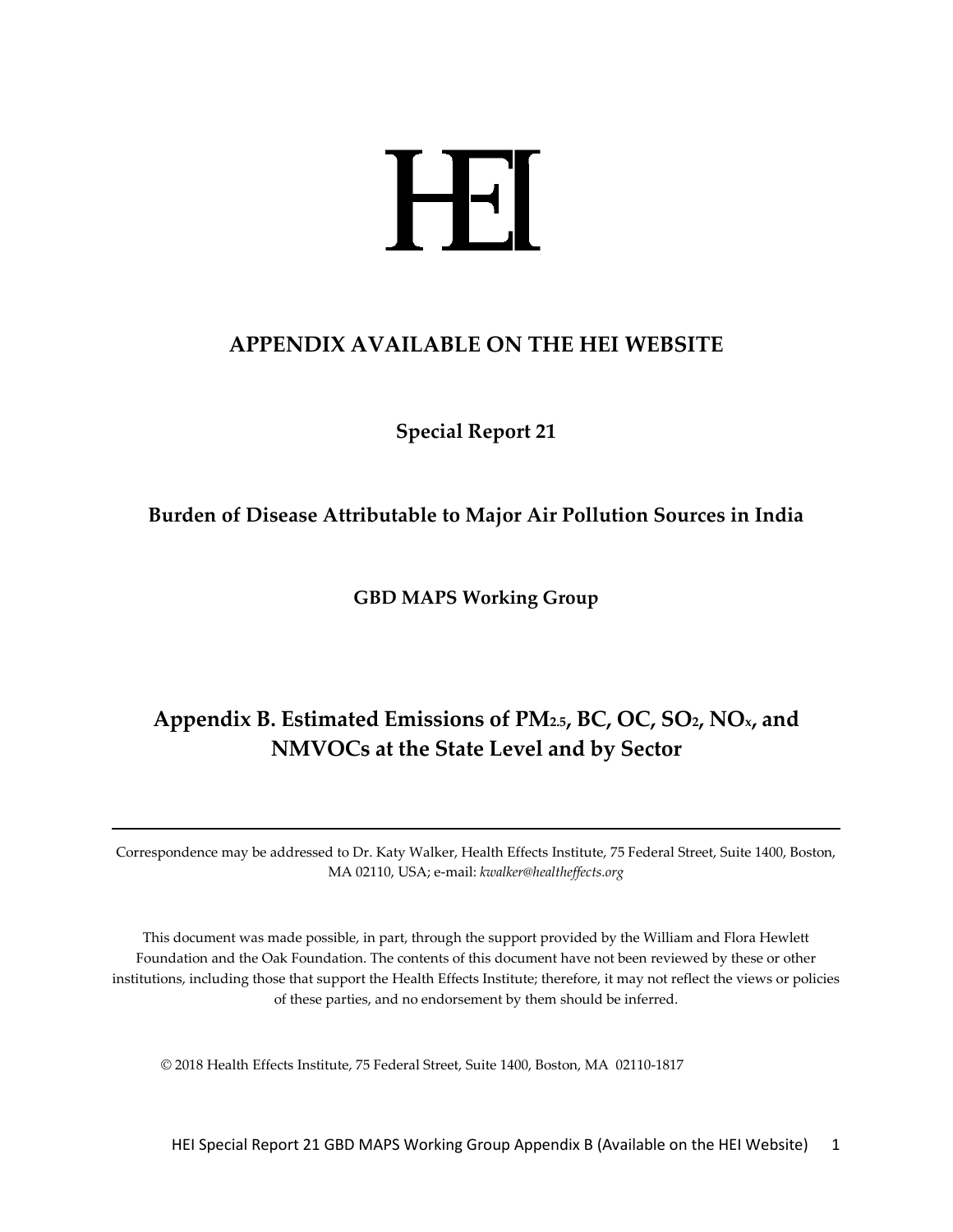# HEI

## APPENDIX AVAILABLE ON THE HEI WEBSITE

**Special Report 21**

**Burden of Disease Attributable to Major Air Pollution Sources in India**

**GBD MAPS Working Group**

## Appendix B. Estimated Emissions of $PM_{2.5}$, BC, OC, $SO_2$, $NO_x$, and NMVOCs at the State Level and by Sector

---

Correspondence may be addressed to Dr. Katy Walker, Health Effects Institute, 75 Federal Street, Suite 1400, Boston, MA 02110, USA; e-mail: *kwalker@healtheffects.org*

This document was made possible, in part, through the support provided by the William and Flora Hewlett Foundation and the Oak Foundation. The contents of this document have not been reviewed by these or other institutions, including those that support the Health Effects Institute; therefore, it may not reflect the views or policies of these parties, and no endorsement by them should be inferred.

© 2018 Health Effects Institute, 75 Federal Street, Suite 1400, Boston, MA 02110-1817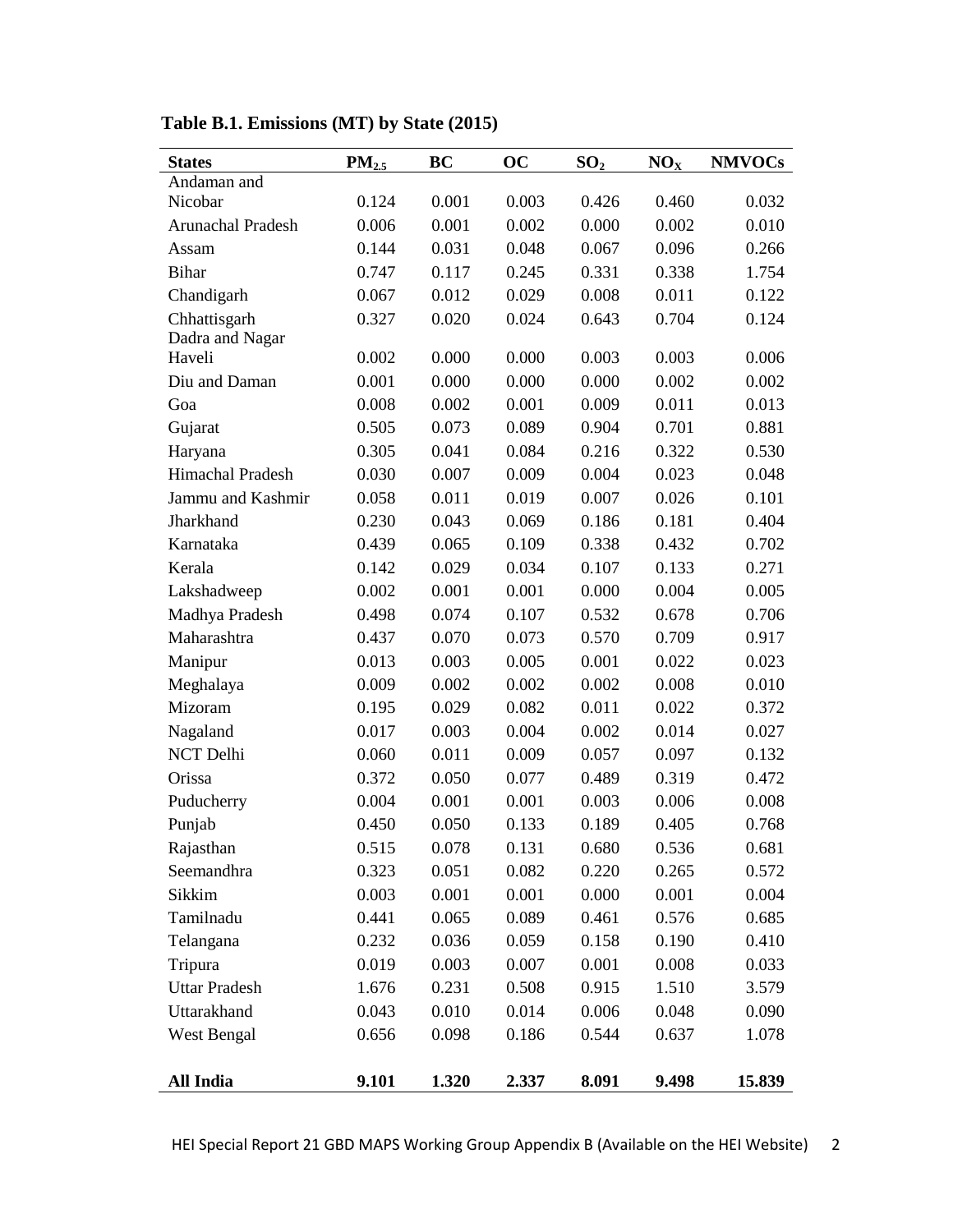**Table B.1. Emissions (MT) by State (2015)**

| States | $PM_{2.5}$ | BC | OC | $SO_2$ | $NO_X$ | NMVOCs |
|---|---|---|---|---|---|---|
| Andaman and Nicobar | 0.124 | 0.001 | 0.003 | 0.426 | 0.460 | 0.032 |
| Arunachal Pradesh | 0.006 | 0.001 | 0.002 | 0.000 | 0.002 | 0.010 |
| Assam | 0.144 | 0.031 | 0.048 | 0.067 | 0.096 | 0.266 |
| Bihar | 0.747 | 0.117 | 0.245 | 0.331 | 0.338 | 1.754 |
| Chandigarh | 0.067 | 0.012 | 0.029 | 0.008 | 0.011 | 0.122 |
| Chhattisgarh | 0.327 | 0.020 | 0.024 | 0.643 | 0.704 | 0.124 |
| Dadra and Nagar Haveli | 0.002 | 0.000 | 0.000 | 0.003 | 0.003 | 0.006 |
| Diu and Daman | 0.001 | 0.000 | 0.000 | 0.000 | 0.002 | 0.002 |
| Goa | 0.008 | 0.002 | 0.001 | 0.009 | 0.011 | 0.013 |
| Gujarat | 0.505 | 0.073 | 0.089 | 0.904 | 0.701 | 0.881 |
| Haryana | 0.305 | 0.041 | 0.084 | 0.216 | 0.322 | 0.530 |
| Himachal Pradesh | 0.030 | 0.007 | 0.009 | 0.004 | 0.023 | 0.048 |
| Jammu and Kashmir | 0.058 | 0.011 | 0.019 | 0.007 | 0.026 | 0.101 |
| Jharkhand | 0.230 | 0.043 | 0.069 | 0.186 | 0.181 | 0.404 |
| Karnataka | 0.439 | 0.065 | 0.109 | 0.338 | 0.432 | 0.702 |
| Kerala | 0.142 | 0.029 | 0.034 | 0.107 | 0.133 | 0.271 |
| Lakshadweep | 0.002 | 0.001 | 0.001 | 0.000 | 0.004 | 0.005 |
| Madhya Pradesh | 0.498 | 0.074 | 0.107 | 0.532 | 0.678 | 0.706 |
| Maharashtra | 0.437 | 0.070 | 0.073 | 0.570 | 0.709 | 0.917 |
| Manipur | 0.013 | 0.003 | 0.005 | 0.001 | 0.022 | 0.023 |
| Meghalaya | 0.009 | 0.002 | 0.002 | 0.002 | 0.008 | 0.010 |
| Mizoram | 0.195 | 0.029 | 0.082 | 0.011 | 0.022 | 0.372 |
| Nagaland | 0.017 | 0.003 | 0.004 | 0.002 | 0.014 | 0.027 |
| NCT Delhi | 0.060 | 0.011 | 0.009 | 0.057 | 0.097 | 0.132 |
| Orissa | 0.372 | 0.050 | 0.077 | 0.489 | 0.319 | 0.472 |
| Puducherry | 0.004 | 0.001 | 0.001 | 0.003 | 0.006 | 0.008 |
| Punjab | 0.450 | 0.050 | 0.133 | 0.189 | 0.405 | 0.768 |
| Rajasthan | 0.515 | 0.078 | 0.131 | 0.680 | 0.536 | 0.681 |
| Seemandhra | 0.323 | 0.051 | 0.082 | 0.220 | 0.265 | 0.572 |
| Sikkim | 0.003 | 0.001 | 0.001 | 0.000 | 0.001 | 0.004 |
| Tamilnadu | 0.441 | 0.065 | 0.089 | 0.461 | 0.576 | 0.685 |
| Telangana | 0.232 | 0.036 | 0.059 | 0.158 | 0.190 | 0.410 |
| Tripura | 0.019 | 0.003 | 0.007 | 0.001 | 0.008 | 0.033 |
| Uttar Pradesh | 1.676 | 0.231 | 0.508 | 0.915 | 1.510 | 3.579 |
| Uttarakhand | 0.043 | 0.010 | 0.014 | 0.006 | 0.048 | 0.090 |
| West Bengal | 0.656 | 0.098 | 0.186 | 0.544 | 0.637 | 1.078 |
| **All India** | **9.101** | **1.320** | **2.337** | **8.091** | **9.498** | **15.839** |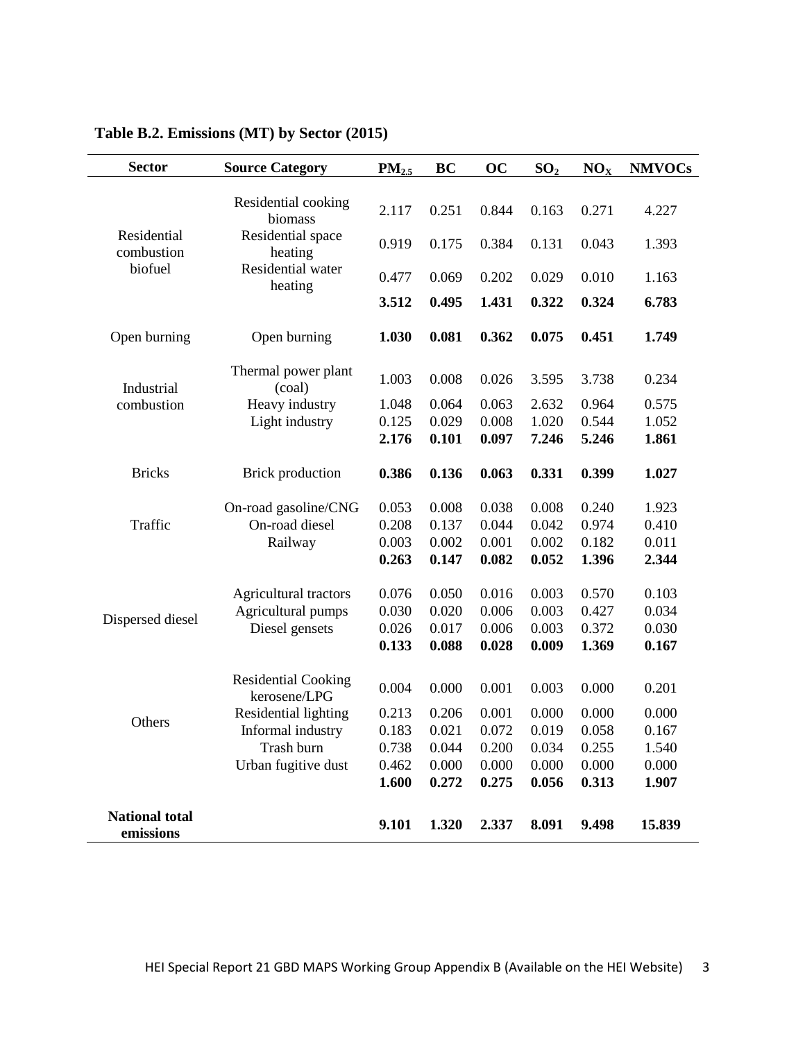**Table B.2. Emissions (MT) by Sector (2015)**

| Sector | Source Category | $PM_{2.5}$ | BC | OC | $SO_2$ | $NO_X$ | NMVOCs |
|---|---|---|---|---|---|---|---|
| Residential combustion biofuel | Residential cooking biomass | 2.117 | 0.251 | 0.844 | 0.163 | 0.271 | 4.227 |
| | Residential space heating | 0.919 | 0.175 | 0.384 | 0.131 | 0.043 | 1.393 |
| | Residential water heating | 0.477 | 0.069 | 0.202 | 0.029 | 0.010 | 1.163 |
| | | **3.512** | **0.495** | **1.431** | **0.322** | **0.324** | **6.783** |
| Open burning | Open burning | **1.030** | **0.081** | **0.362** | **0.075** | **0.451** | **1.749** |
| Industrial combustion | Thermal power plant (coal) | 1.003 | 0.008 | 0.026 | 3.595 | 3.738 | 0.234 |
| | Heavy industry | 1.048 | 0.064 | 0.063 | 2.632 | 0.964 | 0.575 |
| | Light industry | 0.125 | 0.029 | 0.008 | 1.020 | 0.544 | 1.052 |
| | | **2.176** | **0.101** | **0.097** | **7.246** | **5.246** | **1.861** |
| Bricks | Brick production | **0.386** | **0.136** | **0.063** | **0.331** | **0.399** | **1.027** |
| Traffic | On-road gasoline/CNG | 0.053 | 0.008 | 0.038 | 0.008 | 0.240 | 1.923 |
| | On-road diesel | 0.208 | 0.137 | 0.044 | 0.042 | 0.974 | 0.410 |
| | Railway | 0.003 | 0.002 | 0.001 | 0.002 | 0.182 | 0.011 |
| | | **0.263** | **0.147** | **0.082** | **0.052** | **1.396** | **2.344** |
| Dispersed diesel | Agricultural tractors | 0.076 | 0.050 | 0.016 | 0.003 | 0.570 | 0.103 |
| | Agricultural pumps | 0.030 | 0.020 | 0.006 | 0.003 | 0.427 | 0.034 |
| | Diesel gensets | 0.026 | 0.017 | 0.006 | 0.003 | 0.372 | 0.030 |
| | | **0.133** | **0.088** | **0.028** | **0.009** | **1.369** | **0.167** |
| Others | Residential Cooking kerosene/LPG | 0.004 | 0.000 | 0.001 | 0.003 | 0.000 | 0.201 |
| | Residential lighting | 0.213 | 0.206 | 0.001 | 0.000 | 0.000 | 0.000 |
| | Informal industry | 0.183 | 0.021 | 0.072 | 0.019 | 0.058 | 0.167 |
| | Trash burn | 0.738 | 0.044 | 0.200 | 0.034 | 0.255 | 1.540 |
| | Urban fugitive dust | 0.462 | 0.000 | 0.000 | 0.000 | 0.000 | 0.000 |
| | | **1.600** | **0.272** | **0.275** | **0.056** | **0.313** | **1.907** |
| **National total emissions** | | **9.101** | **1.320** | **2.337** | **8.091** | **9.498** | **15.839** |